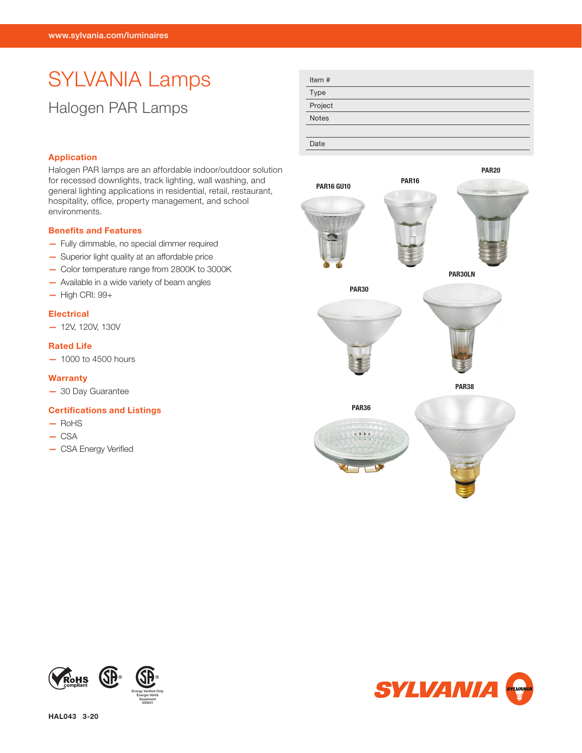www.sylvania.com/luminaires

# SYLVANIA Lamps

## Halogen PAR Lamps

| Item # | |
|---|---|
| Type | |
| Project | |
| Notes | |
| | |
| Date | |

### Application

Halogen PAR lamps are an affordable indoor/outdoor solution for recessed downlights, track lighting, wall washing, and general lighting applications in residential, retail, restaurant, hospitality, office, property management, and school environments.

### Benefits and Features

- Fully dimmable, no special dimmer required
- Superior light quality at an affordable price
- Color temperature range from 2800K to 3000K
- Available in a wide variety of beam angles
- High CRI: 99+

### Electrical

- 12V, 120V, 130V

### Rated Life

- 1000 to 4500 hours

### Warranty

- 30 Day Guarantee

### Certifications and Listings

- RoHS
- CSA
- CSA Energy Verified

PAR16 GU10

PAR16

PAR20

PAR30

PAR30LN

PAR36

PAR38

RoHS compliant

Energy Verified Only
Énergie Vérifié Seulement
300631

HAL043 3-20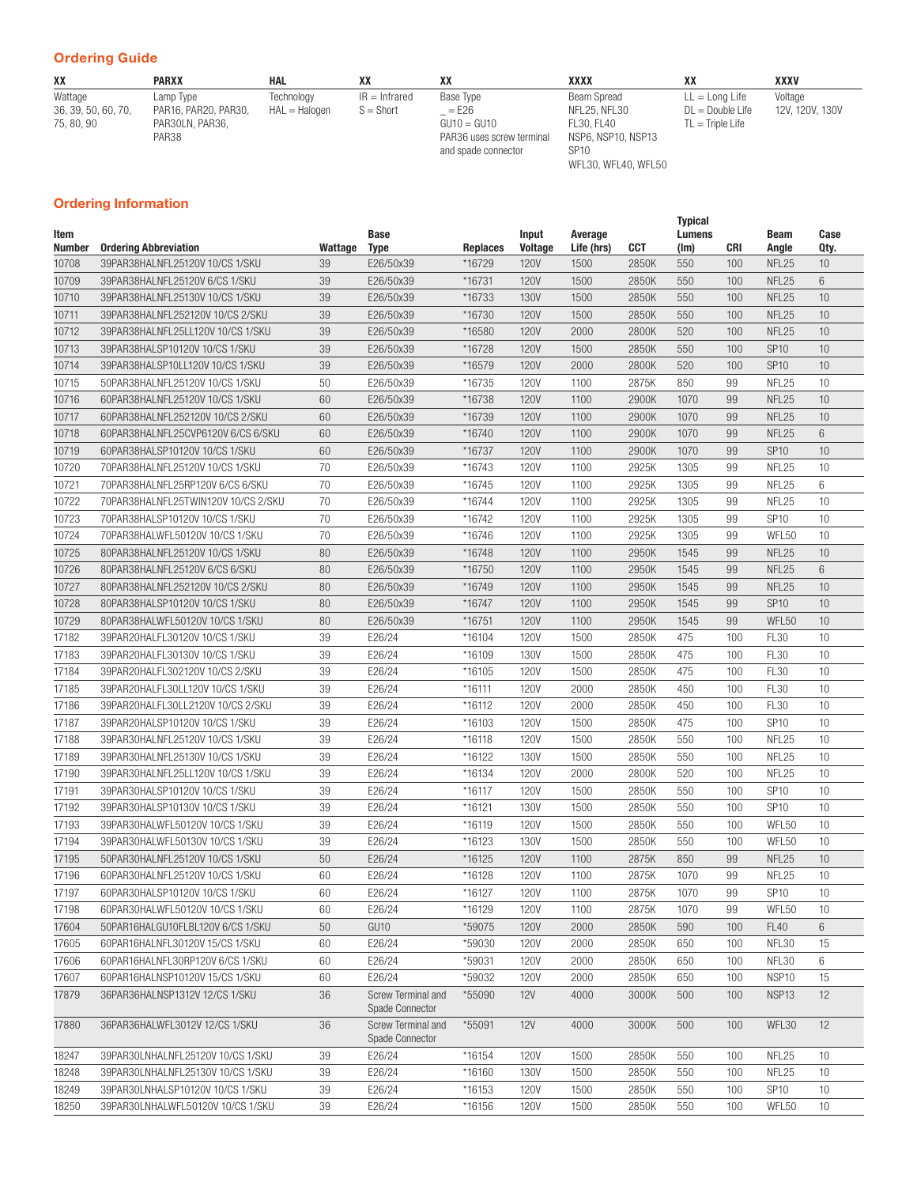## Ordering Guide

| XX | PARXX | HAL | XX | XX | XXXX | XX | XXXV |
|---|---|---|---|---|---|---|---|
| Wattage<br>36, 39, 50, 60, 70, 75, 80, 90 | Lamp Type<br>PAR16, PAR20, PAR30, PAR30LN, PAR36, PAR38 | Technology<br>HAL = Halogen | IR = Infrared<br>S = Short | Base Type<br>_ = E26<br>GU10 = GU10<br>PAR36 uses screw terminal and spade connector | Beam Spread<br>NFL25, NFL30<br>FL30, FL40<br>NSP6, NSP10, NSP13<br>SP10<br>WFL30, WFL40, WFL50 | LL = Long Life<br>DL = Double Life<br>TL = Triple Life | Voltage<br>12V, 120V, 130V |

## Ordering Information

| Item Number | Ordering Abbreviation | Wattage | Base Type | Replaces | Input Voltage | Average Life (hrs) | CCT | Typical Lumens (lm) | CRI | Beam Angle | Case Qty. |
|---|---|---|---|---|---|---|---|---|---|---|---|
| 10708 | 39PAR38HALNFL25120V 10/CS 1/SKU | 39 | E26/50x39 | *16729 | 120V | 1500 | 2850K | 550 | 100 | NFL25 | 10 |
| 10709 | 39PAR38HALNFL25120V 6/CS 1/SKU | 39 | E26/50x39 | *16731 | 120V | 1500 | 2850K | 550 | 100 | NFL25 | 6 |
| 10710 | 39PAR38HALNFL25130V 10/CS 1/SKU | 39 | E26/50x39 | *16733 | 130V | 1500 | 2850K | 550 | 100 | NFL25 | 10 |
| 10711 | 39PAR38HALNFL252120V 10/CS 2/SKU | 39 | E26/50x39 | *16730 | 120V | 1500 | 2850K | 550 | 100 | NFL25 | 10 |
| 10712 | 39PAR38HALNFL25LL120V 10/CS 1/SKU | 39 | E26/50x39 | *16580 | 120V | 2000 | 2800K | 520 | 100 | NFL25 | 10 |
| 10713 | 39PAR38HALSP10120V 10/CS 1/SKU | 39 | E26/50x39 | *16728 | 120V | 1500 | 2850K | 550 | 100 | SP10 | 10 |
| 10714 | 39PAR38HALSP10LL120V 10/CS 1/SKU | 39 | E26/50x39 | *16579 | 120V | 2000 | 2800K | 520 | 100 | SP10 | 10 |
| 10715 | 50PAR38HALNFL25120V 10/CS 1/SKU | 50 | E26/50x39 | *16735 | 120V | 1100 | 2875K | 850 | 99 | NFL25 | 10 |
| 10716 | 60PAR38HALNFL25120V 10/CS 1/SKU | 60 | E26/50x39 | *16738 | 120V | 1100 | 2900K | 1070 | 99 | NFL25 | 10 |
| 10717 | 60PAR38HALNFL252120V 10/CS 2/SKU | 60 | E26/50x39 | *16739 | 120V | 1100 | 2900K | 1070 | 99 | NFL25 | 10 |
| 10718 | 60PAR38HALNFL25CVP6120V 6/CS 6/SKU | 60 | E26/50x39 | *16740 | 120V | 1100 | 2900K | 1070 | 99 | NFL25 | 6 |
| 10719 | 60PAR38HALSP10120V 10/CS 1/SKU | 60 | E26/50x39 | *16737 | 120V | 1100 | 2900K | 1070 | 99 | SP10 | 10 |
| 10720 | 70PAR38HALNFL25120V 10/CS 1/SKU | 70 | E26/50x39 | *16743 | 120V | 1100 | 2925K | 1305 | 99 | NFL25 | 10 |
| 10721 | 70PAR38HALNFL25RP120V 6/CS 6/SKU | 70 | E26/50x39 | *16745 | 120V | 1100 | 2925K | 1305 | 99 | NFL25 | 6 |
| 10722 | 70PAR38HALNFL25TWIN120V 10/CS 2/SKU | 70 | E26/50x39 | *16744 | 120V | 1100 | 2925K | 1305 | 99 | NFL25 | 10 |
| 10723 | 70PAR38HALSP10120V 10/CS 1/SKU | 70 | E26/50x39 | *16742 | 120V | 1100 | 2925K | 1305 | 99 | SP10 | 10 |
| 10724 | 70PAR38HALWFL50120V 10/CS 1/SKU | 70 | E26/50x39 | *16746 | 120V | 1100 | 2925K | 1305 | 99 | WFL50 | 10 |
| 10725 | 80PAR38HALNFL25120V 10/CS 1/SKU | 80 | E26/50x39 | *16748 | 120V | 1100 | 2950K | 1545 | 99 | NFL25 | 10 |
| 10726 | 80PAR38HALNFL25120V 6/CS 6/SKU | 80 | E26/50x39 | *16750 | 120V | 1100 | 2950K | 1545 | 99 | NFL25 | 6 |
| 10727 | 80PAR38HALNFL252120V 10/CS 2/SKU | 80 | E26/50x39 | *16749 | 120V | 1100 | 2950K | 1545 | 99 | NFL25 | 10 |
| 10728 | 80PAR38HALSP10120V 10/CS 1/SKU | 80 | E26/50x39 | *16747 | 120V | 1100 | 2950K | 1545 | 99 | SP10 | 10 |
| 10729 | 80PAR38HALWFL50120V 10/CS 1/SKU | 80 | E26/50x39 | *16751 | 120V | 1100 | 2950K | 1545 | 99 | WFL50 | 10 |
| 17182 | 39PAR20HALFL30120V 10/CS 1/SKU | 39 | E26/24 | *16104 | 120V | 1500 | 2850K | 475 | 100 | FL30 | 10 |
| 17183 | 39PAR20HALFL30130V 10/CS 1/SKU | 39 | E26/24 | *16109 | 130V | 1500 | 2850K | 475 | 100 | FL30 | 10 |
| 17184 | 39PAR20HALFL302120V 10/CS 2/SKU | 39 | E26/24 | *16105 | 120V | 1500 | 2850K | 475 | 100 | FL30 | 10 |
| 17185 | 39PAR20HALFL30LL120V 10/CS 1/SKU | 39 | E26/24 | *16111 | 120V | 2000 | 2850K | 450 | 100 | FL30 | 10 |
| 17186 | 39PAR20HALFL30LL2120V 10/CS 2/SKU | 39 | E26/24 | *16112 | 120V | 2000 | 2850K | 450 | 100 | FL30 | 10 |
| 17187 | 39PAR20HALSP10120V 10/CS 1/SKU | 39 | E26/24 | *16103 | 120V | 1500 | 2850K | 475 | 100 | SP10 | 10 |
| 17188 | 39PAR30HALNFL25120V 10/CS 1/SKU | 39 | E26/24 | *16118 | 120V | 1500 | 2850K | 550 | 100 | NFL25 | 10 |
| 17189 | 39PAR30HALNFL25130V 10/CS 1/SKU | 39 | E26/24 | *16122 | 130V | 1500 | 2850K | 550 | 100 | NFL25 | 10 |
| 17190 | 39PAR30HALNFL25LL120V 10/CS 1/SKU | 39 | E26/24 | *16134 | 120V | 2000 | 2800K | 520 | 100 | NFL25 | 10 |
| 17191 | 39PAR30HALSP10120V 10/CS 1/SKU | 39 | E26/24 | *16117 | 120V | 1500 | 2850K | 550 | 100 | SP10 | 10 |
| 17192 | 39PAR30HALSP10130V 10/CS 1/SKU | 39 | E26/24 | *16121 | 130V | 1500 | 2850K | 550 | 100 | SP10 | 10 |
| 17193 | 39PAR30HALWFL50120V 10/CS 1/SKU | 39 | E26/24 | *16119 | 120V | 1500 | 2850K | 550 | 100 | WFL50 | 10 |
| 17194 | 39PAR30HALWFL50130V 10/CS 1/SKU | 39 | E26/24 | *16123 | 130V | 1500 | 2850K | 550 | 100 | WFL50 | 10 |
| 17195 | 50PAR30HALNFL25120V 10/CS 1/SKU | 50 | E26/24 | *16125 | 120V | 1100 | 2875K | 850 | 99 | NFL25 | 10 |
| 17196 | 60PAR30HALNFL25120V 10/CS 1/SKU | 60 | E26/24 | *16128 | 120V | 1100 | 2875K | 1070 | 99 | NFL25 | 10 |
| 17197 | 60PAR30HALSP10120V 10/CS 1/SKU | 60 | E26/24 | *16127 | 120V | 1100 | 2875K | 1070 | 99 | SP10 | 10 |
| 17198 | 60PAR30HALWFL50120V 10/CS 1/SKU | 60 | E26/24 | *16129 | 120V | 1100 | 2875K | 1070 | 99 | WFL50 | 10 |
| 17604 | 50PAR16HALGU10FLBL120V 6/CS 1/SKU | 50 | GU10 | *59075 | 120V | 2000 | 2850K | 590 | 100 | FL40 | 6 |
| 17605 | 60PAR16HALNFL30120V 15/CS 1/SKU | 60 | E26/24 | *59030 | 120V | 2000 | 2850K | 650 | 100 | NFL30 | 15 |
| 17606 | 60PAR16HALNFL30RP120V 6/CS 1/SKU | 60 | E26/24 | *59031 | 120V | 2000 | 2850K | 650 | 100 | NFL30 | 6 |
| 17607 | 60PAR16HALNSP10120V 15/CS 1/SKU | 60 | E26/24 | *59032 | 120V | 2000 | 2850K | 650 | 100 | NSP10 | 15 |
| 17879 | 36PAR36HALNSP1312V 12/CS 1/SKU | 36 | Screw Terminal and Spade Connector | *55090 | 12V | 4000 | 3000K | 500 | 100 | NSP13 | 12 |
| 17880 | 36PAR36HALWFL3012V 12/CS 1/SKU | 36 | Screw Terminal and Spade Connector | *55091 | 12V | 4000 | 3000K | 500 | 100 | WFL30 | 12 |
| 18247 | 39PAR30LNHALNFL25120V 10/CS 1/SKU | 39 | E26/24 | *16154 | 120V | 1500 | 2850K | 550 | 100 | NFL25 | 10 |
| 18248 | 39PAR30LNHALNFL25130V 10/CS 1/SKU | 39 | E26/24 | *16160 | 130V | 1500 | 2850K | 550 | 100 | NFL25 | 10 |
| 18249 | 39PAR30LNHALSP10120V 10/CS 1/SKU | 39 | E26/24 | *16153 | 120V | 1500 | 2850K | 550 | 100 | SP10 | 10 |
| 18250 | 39PAR30LNHALWFL50120V 10/CS 1/SKU | 39 | E26/24 | *16156 | 120V | 1500 | 2850K | 550 | 100 | WFL50 | 10 |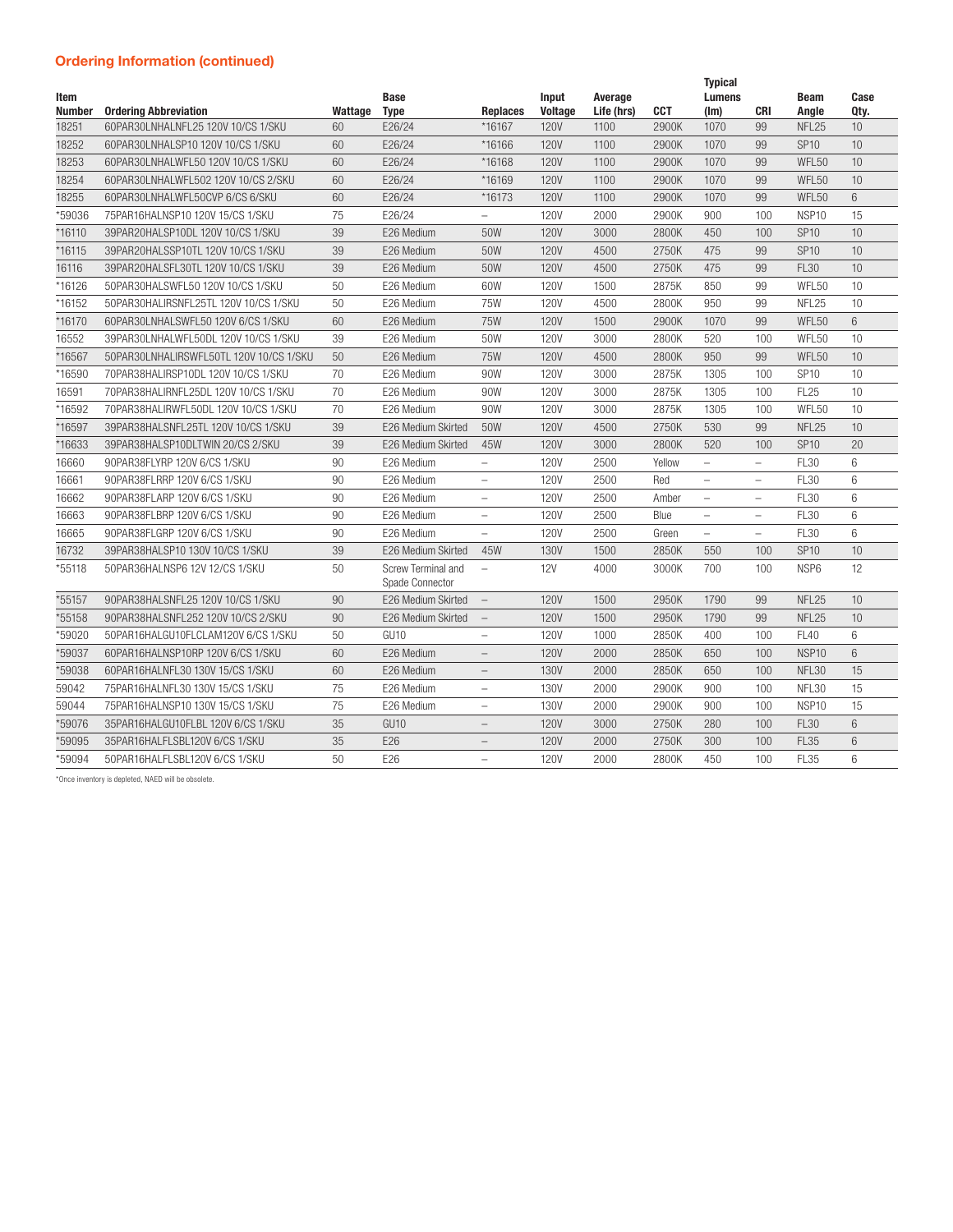## Ordering Information (continued)

| Item Number | Ordering Abbreviation | Wattage | Base Type | Replaces | Input Voltage | Average Life (hrs) | CCT | Typical Lumens (lm) | CRI | Beam Angle | Case Qty. |
|---|---|---|---|---|---|---|---|---|---|---|---|
| 18251 | 60PAR30LNHALNFL25 120V 10/CS 1/SKU | 60 | E26/24 | *16167 | 120V | 1100 | 2900K | 1070 | 99 | NFL25 | 10 |
| 18252 | 60PAR30LNHALSP10 120V 10/CS 1/SKU | 60 | E26/24 | *16166 | 120V | 1100 | 2900K | 1070 | 99 | SP10 | 10 |
| 18253 | 60PAR30LNHALWFL50 120V 10/CS 1/SKU | 60 | E26/24 | *16168 | 120V | 1100 | 2900K | 1070 | 99 | WFL50 | 10 |
| 18254 | 60PAR30LNHALWFL502 120V 10/CS 2/SKU | 60 | E26/24 | *16169 | 120V | 1100 | 2900K | 1070 | 99 | WFL50 | 10 |
| 18255 | 60PAR30LNHALWFL50CVP 6/CS 6/SKU | 60 | E26/24 | *16173 | 120V | 1100 | 2900K | 1070 | 99 | WFL50 | 6 |
| *59036 | 75PAR16HALNSP10 120V 15/CS 1/SKU | 75 | E26/24 | – | 120V | 2000 | 2900K | 900 | 100 | NSP10 | 15 |
| *16110 | 39PAR20HALSP10DL 120V 10/CS 1/SKU | 39 | E26 Medium | 50W | 120V | 3000 | 2800K | 450 | 100 | SP10 | 10 |
| *16115 | 39PAR20HALSSP10TL 120V 10/CS 1/SKU | 39 | E26 Medium | 50W | 120V | 4500 | 2750K | 475 | 99 | SP10 | 10 |
| 16116 | 39PAR20HALSFL30TL 120V 10/CS 1/SKU | 39 | E26 Medium | 50W | 120V | 4500 | 2750K | 475 | 99 | FL30 | 10 |
| *16126 | 50PAR30HALSWFL50 120V 10/CS 1/SKU | 50 | E26 Medium | 60W | 120V | 1500 | 2875K | 850 | 99 | WFL50 | 10 |
| *16152 | 50PAR30HALIRSNFL25TL 120V 10/CS 1/SKU | 50 | E26 Medium | 75W | 120V | 4500 | 2800K | 950 | 99 | NFL25 | 10 |
| *16170 | 60PAR30LNHALSWFL50 120V 6/CS 1/SKU | 60 | E26 Medium | 75W | 120V | 1500 | 2900K | 1070 | 99 | WFL50 | 6 |
| 16552 | 39PAR30LNHALWFL50DL 120V 10/CS 1/SKU | 39 | E26 Medium | 50W | 120V | 3000 | 2800K | 520 | 100 | WFL50 | 10 |
| *16567 | 50PAR30LNHALIRSWFL50TL 120V 10/CS 1/SKU | 50 | E26 Medium | 75W | 120V | 4500 | 2800K | 950 | 99 | WFL50 | 10 |
| *16590 | 70PAR38HALIRSP10DL 120V 10/CS 1/SKU | 70 | E26 Medium | 90W | 120V | 3000 | 2875K | 1305 | 100 | SP10 | 10 |
| 16591 | 70PAR38HALIRNFL25DL 120V 10/CS 1/SKU | 70 | E26 Medium | 90W | 120V | 3000 | 2875K | 1305 | 100 | FL25 | 10 |
| *16592 | 70PAR38HALIRWFL50DL 120V 10/CS 1/SKU | 70 | E26 Medium | 90W | 120V | 3000 | 2875K | 1305 | 100 | WFL50 | 10 |
| *16597 | 39PAR38HALSNFL25TL 120V 10/CS 1/SKU | 39 | E26 Medium Skirted | 50W | 120V | 4500 | 2750K | 530 | 99 | NFL25 | 10 |
| *16633 | 39PAR38HALSP10DLTWIN 20/CS 2/SKU | 39 | E26 Medium Skirted | 45W | 120V | 3000 | 2800K | 520 | 100 | SP10 | 20 |
| 16660 | 90PAR38FLYRP 120V 6/CS 1/SKU | 90 | E26 Medium | – | 120V | 2500 | Yellow | – | – | FL30 | 6 |
| 16661 | 90PAR38FLRRP 120V 6/CS 1/SKU | 90 | E26 Medium | – | 120V | 2500 | Red | – | – | FL30 | 6 |
| 16662 | 90PAR38FLARP 120V 6/CS 1/SKU | 90 | E26 Medium | – | 120V | 2500 | Amber | – | – | FL30 | 6 |
| 16663 | 90PAR38FLBRP 120V 6/CS 1/SKU | 90 | E26 Medium | – | 120V | 2500 | Blue | – | – | FL30 | 6 |
| 16665 | 90PAR38FLGRP 120V 6/CS 1/SKU | 90 | E26 Medium | – | 120V | 2500 | Green | – | – | FL30 | 6 |
| 16732 | 39PAR38HALSP10 130V 10/CS 1/SKU | 39 | E26 Medium Skirted | 45W | 130V | 1500 | 2850K | 550 | 100 | SP10 | 10 |
| *55118 | 50PAR36HALNSP6 12V 12/CS 1/SKU | 50 | Screw Terminal and Spade Connector | – | 12V | 4000 | 3000K | 700 | 100 | NSP6 | 12 |
| *55157 | 90PAR38HALSNFL25 120V 10/CS 1/SKU | 90 | E26 Medium Skirted | – | 120V | 1500 | 2950K | 1790 | 99 | NFL25 | 10 |
| *55158 | 90PAR38HALSNFL252 120V 10/CS 2/SKU | 90 | E26 Medium Skirted | – | 120V | 1500 | 2950K | 1790 | 99 | NFL25 | 10 |
| *59020 | 50PAR16HALGU10FLCLAM120V 6/CS 1/SKU | 50 | GU10 | – | 120V | 1000 | 2850K | 400 | 100 | FL40 | 6 |
| *59037 | 60PAR16HALNSP10RP 120V 6/CS 1/SKU | 60 | E26 Medium | – | 120V | 2000 | 2850K | 650 | 100 | NSP10 | 6 |
| *59038 | 60PAR16HALNFL30 130V 15/CS 1/SKU | 60 | E26 Medium | – | 130V | 2000 | 2850K | 650 | 100 | NFL30 | 15 |
| 59042 | 75PAR16HALNFL30 130V 15/CS 1/SKU | 75 | E26 Medium | – | 130V | 2000 | 2900K | 900 | 100 | NFL30 | 15 |
| 59044 | 75PAR16HALNSP10 130V 15/CS 1/SKU | 75 | E26 Medium | – | 130V | 2000 | 2900K | 900 | 100 | NSP10 | 15 |
| *59076 | 35PAR16HALGU10FLBL 120V 6/CS 1/SKU | 35 | GU10 | – | 120V | 3000 | 2750K | 280 | 100 | FL30 | 6 |
| *59095 | 35PAR16HALFLSBL120V 6/CS 1/SKU | 35 | E26 | – | 120V | 2000 | 2750K | 300 | 100 | FL35 | 6 |
| *59094 | 50PAR16HALFLSBL120V 6/CS 1/SKU | 50 | E26 | – | 120V | 2000 | 2800K | 450 | 100 | FL35 | 6 |

*Once inventory is depleted, NAED will be obsolete.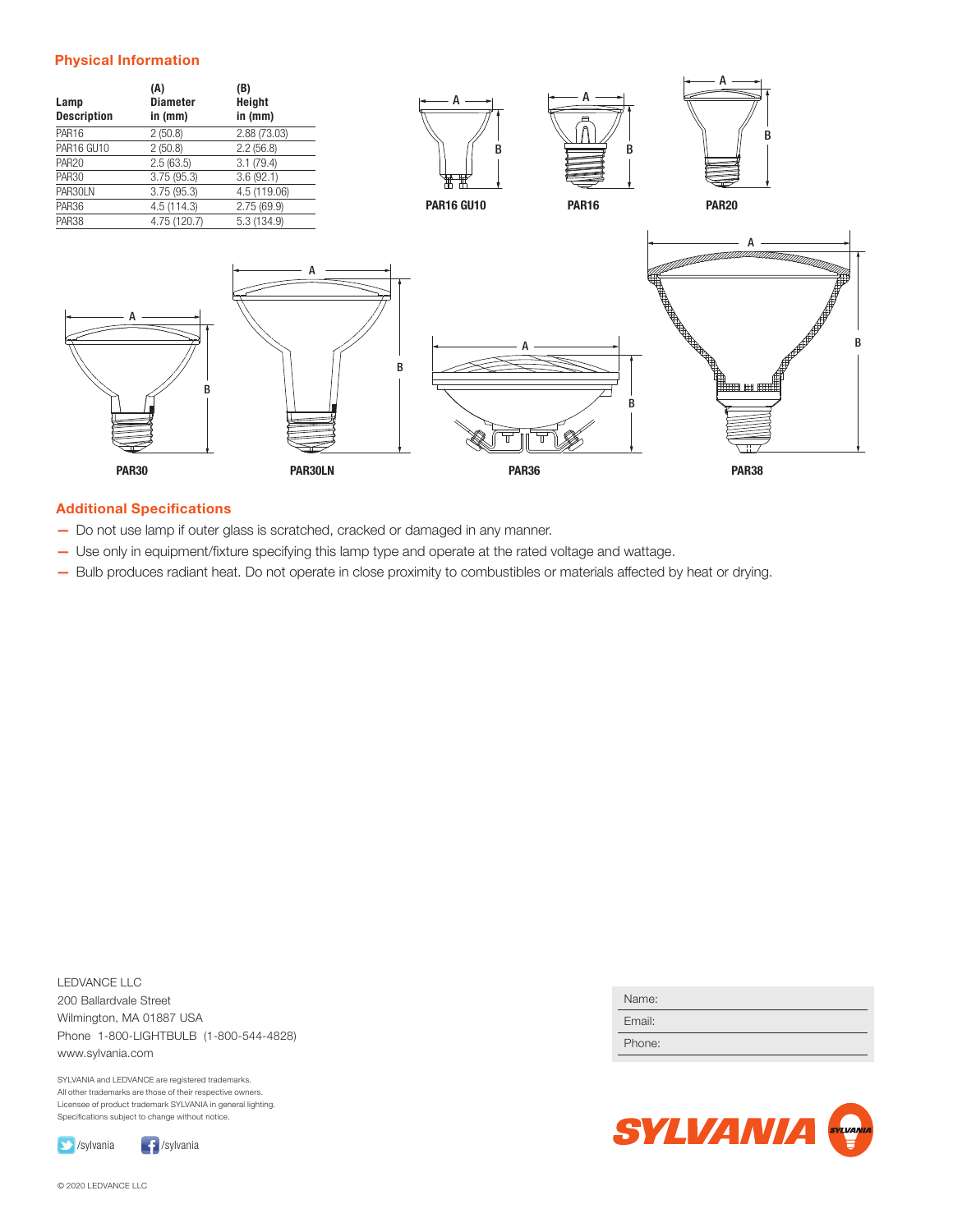## Physical Information

| Lamp Description | (A) Diameter in (mm) | (B) Height in (mm) |
|---|---|---|
| PAR16 | 2 (50.8) | 2.88 (73.03) |
| PAR16 GU10 | 2 (50.8) | 2.2 (56.8) |
| PAR20 | 2.5 (63.5) | 3.1 (79.4) |
| PAR30 | 3.75 (95.3) | 3.6 (92.1) |
| PAR30LN | 3.75 (95.3) | 4.5 (119.06) |
| PAR36 | 4.5 (114.3) | 2.75 (69.9) |
| PAR38 | 4.75 (120.7) | 5.3 (134.9) |

PAR16 GU10

PAR16

PAR20

PAR30

PAR30LN

PAR36

PAR38

## Additional Specifications

- Do not use lamp if outer glass is scratched, cracked or damaged in any manner.
- Use only in equipment/fixture specifying this lamp type and operate at the rated voltage and wattage.
- Bulb produces radiant heat. Do not operate in close proximity to combustibles or materials affected by heat or drying.

LEDVANCE LLC
200 Ballardvale Street
Wilmington, MA 01887 USA
Phone 1-800-LIGHTBULB (1-800-544-4828)
www.sylvania.com

SYLVANIA and LEDVANCE are registered trademarks.
All other trademarks are those of their respective owners.
Licensee of product trademark SYLVANIA in general lighting.
Specifications subject to change without notice.

/sylvania /sylvania

Name:
Email:
Phone:

SYLVANIA

© 2020 LEDVANCE LLC